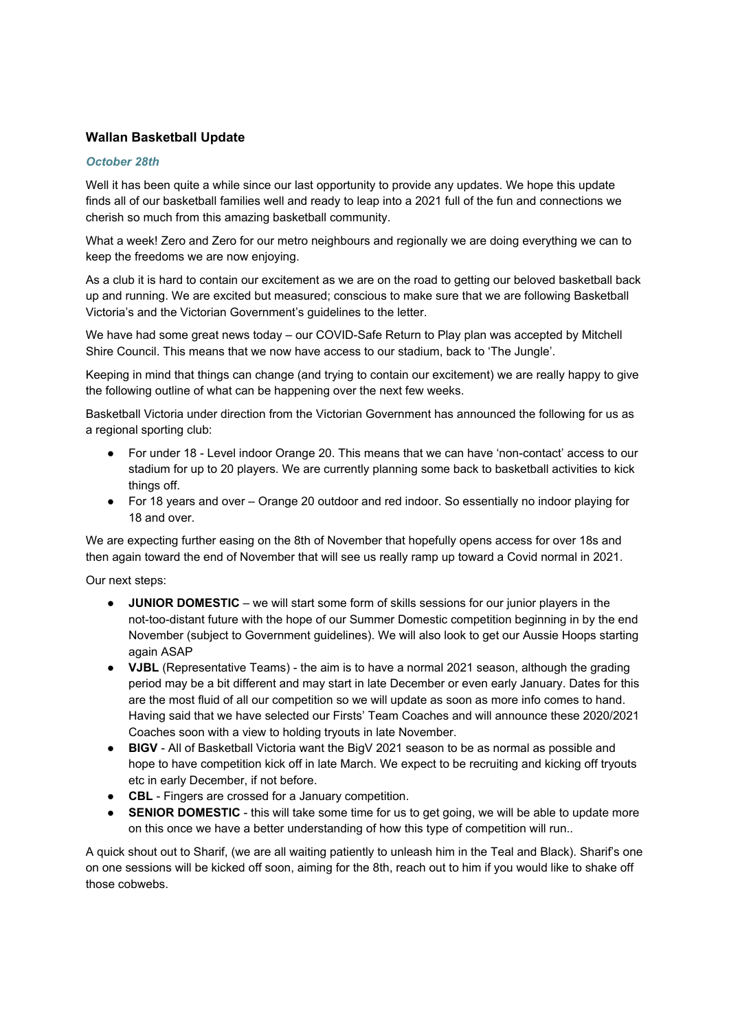## Wallan Basketball Update

***October 28th***

Well it has been quite a while since our last opportunity to provide any updates. We hope this update finds all of our basketball families well and ready to leap into a 2021 full of the fun and connections we cherish so much from this amazing basketball community.

What a week! Zero and Zero for our metro neighbours and regionally we are doing everything we can to keep the freedoms we are now enjoying.

As a club it is hard to contain our excitement as we are on the road to getting our beloved basketball back up and running. We are excited but measured; conscious to make sure that we are following Basketball Victoria's and the Victorian Government's guidelines to the letter.

We have had some great news today – our COVID-Safe Return to Play plan was accepted by Mitchell Shire Council. This means that we now have access to our stadium, back to 'The Jungle'.

Keeping in mind that things can change (and trying to contain our excitement) we are really happy to give the following outline of what can be happening over the next few weeks.

Basketball Victoria under direction from the Victorian Government has announced the following for us as a regional sporting club:

- For under 18 - Level indoor Orange 20. This means that we can have 'non-contact' access to our stadium for up to 20 players. We are currently planning some back to basketball activities to kick things off.
- For 18 years and over – Orange 20 outdoor and red indoor. So essentially no indoor playing for 18 and over.

We are expecting further easing on the 8th of November that hopefully opens access for over 18s and then again toward the end of November that will see us really ramp up toward a Covid normal in 2021.

Our next steps:

- **JUNIOR DOMESTIC** – we will start some form of skills sessions for our junior players in the not-too-distant future with the hope of our Summer Domestic competition beginning in by the end November (subject to Government guidelines). We will also look to get our Aussie Hoops starting again ASAP
- **VJBL** (Representative Teams) - the aim is to have a normal 2021 season, although the grading period may be a bit different and may start in late December or even early January. Dates for this are the most fluid of all our competition so we will update as soon as more info comes to hand. Having said that we have selected our Firsts' Team Coaches and will announce these 2020/2021 Coaches soon with a view to holding tryouts in late November.
- **BIGV** - All of Basketball Victoria want the BigV 2021 season to be as normal as possible and hope to have competition kick off in late March. We expect to be recruiting and kicking off tryouts etc in early December, if not before.
- **CBL** - Fingers are crossed for a January competition.
- **SENIOR DOMESTIC** - this will take some time for us to get going, we will be able to update more on this once we have a better understanding of how this type of competition will run..

A quick shout out to Sharif, (we are all waiting patiently to unleash him in the Teal and Black). Sharif's one on one sessions will be kicked off soon, aiming for the 8th, reach out to him if you would like to shake off those cobwebs.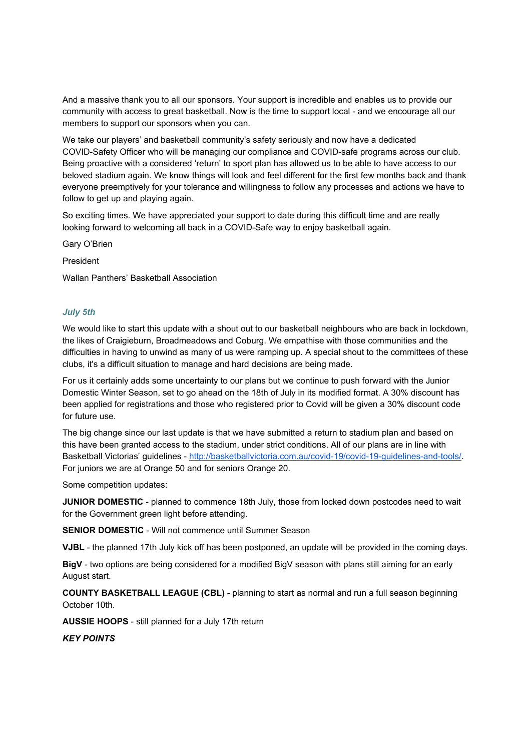And a massive thank you to all our sponsors. Your support is incredible and enables us to provide our community with access to great basketball. Now is the time to support local - and we encourage all our members to support our sponsors when you can.

We take our players' and basketball community's safety seriously and now have a dedicated COVID-Safety Officer who will be managing our compliance and COVID-safe programs across our club. Being proactive with a considered 'return' to sport plan has allowed us to be able to have access to our beloved stadium again. We know things will look and feel different for the first few months back and thank everyone preemptively for your tolerance and willingness to follow any processes and actions we have to follow to get up and playing again.

So exciting times. We have appreciated your support to date during this difficult time and are really looking forward to welcoming all back in a COVID-Safe way to enjoy basketball again.

Gary O'Brien

President

Wallan Panthers' Basketball Association

### *July 5th*

We would like to start this update with a shout out to our basketball neighbours who are back in lockdown, the likes of Craigieburn, Broadmeadows and Coburg. We empathise with those communities and the difficulties in having to unwind as many of us were ramping up. A special shout to the committees of these clubs, it's a difficult situation to manage and hard decisions are being made.

For us it certainly adds some uncertainty to our plans but we continue to push forward with the Junior Domestic Winter Season, set to go ahead on the 18th of July in its modified format. A 30% discount has been applied for registrations and those who registered prior to Covid will be given a 30% discount code for future use.

The big change since our last update is that we have submitted a return to stadium plan and based on this have been granted access to the stadium, under strict conditions. All of our plans are in line with Basketball Victorias' guidelines - [http://basketballvictoria.com.au/covid-19/covid-19-guidelines-and-tools/](http://basketballvictoria.com.au/covid-19/covid-19-guidelines-and-tools/). For juniors we are at Orange 50 and for seniors Orange 20.

Some competition updates:

**JUNIOR DOMESTIC** - planned to commence 18th July, those from locked down postcodes need to wait for the Government green light before attending.

**SENIOR DOMESTIC** - Will not commence until Summer Season

**VJBL** - the planned 17th July kick off has been postponed, an update will be provided in the coming days.

**BigV** - two options are being considered for a modified BigV season with plans still aiming for an early August start.

**COUNTY BASKETBALL LEAGUE (CBL)** - planning to start as normal and run a full season beginning October 10th.

**AUSSIE HOOPS** - still planned for a July 17th return

***KEY POINTS***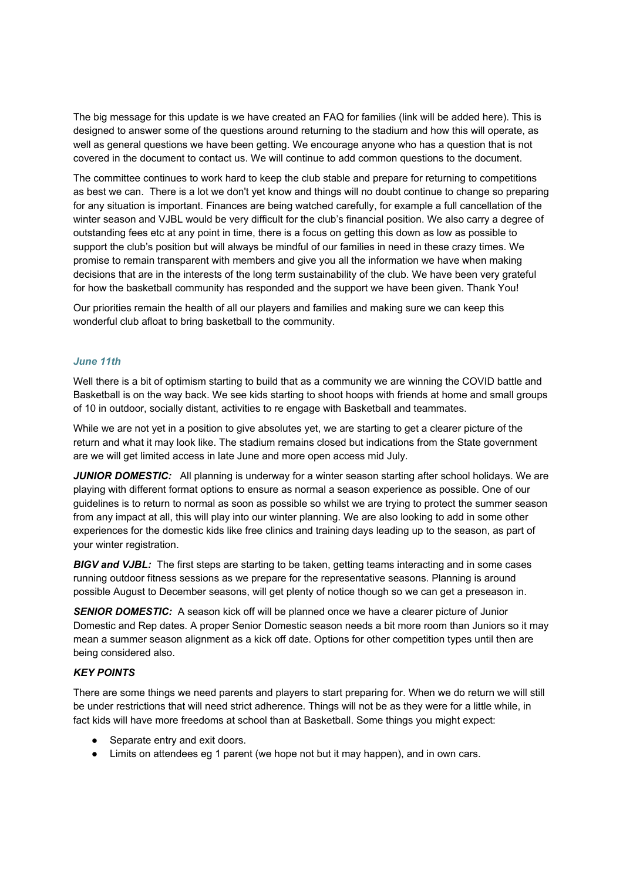The big message for this update is we have created an FAQ for families (link will be added here). This is designed to answer some of the questions around returning to the stadium and how this will operate, as well as general questions we have been getting. We encourage anyone who has a question that is not covered in the document to contact us. We will continue to add common questions to the document.

The committee continues to work hard to keep the club stable and prepare for returning to competitions as best we can. There is a lot we don't yet know and things will no doubt continue to change so preparing for any situation is important. Finances are being watched carefully, for example a full cancellation of the winter season and VJBL would be very difficult for the club's financial position. We also carry a degree of outstanding fees etc at any point in time, there is a focus on getting this down as low as possible to support the club's position but will always be mindful of our families in need in these crazy times. We promise to remain transparent with members and give you all the information we have when making decisions that are in the interests of the long term sustainability of the club. We have been very grateful for how the basketball community has responded and the support we have been given. Thank You!

Our priorities remain the health of all our players and families and making sure we can keep this wonderful club afloat to bring basketball to the community.

### *June 11th*

Well there is a bit of optimism starting to build that as a community we are winning the COVID battle and Basketball is on the way back. We see kids starting to shoot hoops with friends at home and small groups of 10 in outdoor, socially distant, activities to re engage with Basketball and teammates.

While we are not yet in a position to give absolutes yet, we are starting to get a clearer picture of the return and what it may look like. The stadium remains closed but indications from the State government are we will get limited access in late June and more open access mid July.

***JUNIOR DOMESTIC:*** All planning is underway for a winter season starting after school holidays. We are playing with different format options to ensure as normal a season experience as possible. One of our guidelines is to return to normal as soon as possible so whilst we are trying to protect the summer season from any impact at all, this will play into our winter planning. We are also looking to add in some other experiences for the domestic kids like free clinics and training days leading up to the season, as part of your winter registration.

***BIGV and VJBL:*** The first steps are starting to be taken, getting teams interacting and in some cases running outdoor fitness sessions as we prepare for the representative seasons. Planning is around possible August to December seasons, will get plenty of notice though so we can get a preseason in.

***SENIOR DOMESTIC:*** A season kick off will be planned once we have a clearer picture of Junior Domestic and Rep dates. A proper Senior Domestic season needs a bit more room than Juniors so it may mean a summer season alignment as a kick off date. Options for other competition types until then are being considered also.

***KEY POINTS***

There are some things we need parents and players to start preparing for. When we do return we will still be under restrictions that will need strict adherence. Things will not be as they were for a little while, in fact kids will have more freedoms at school than at Basketball. Some things you might expect:

- Separate entry and exit doors.
- Limits on attendees eg 1 parent (we hope not but it may happen), and in own cars.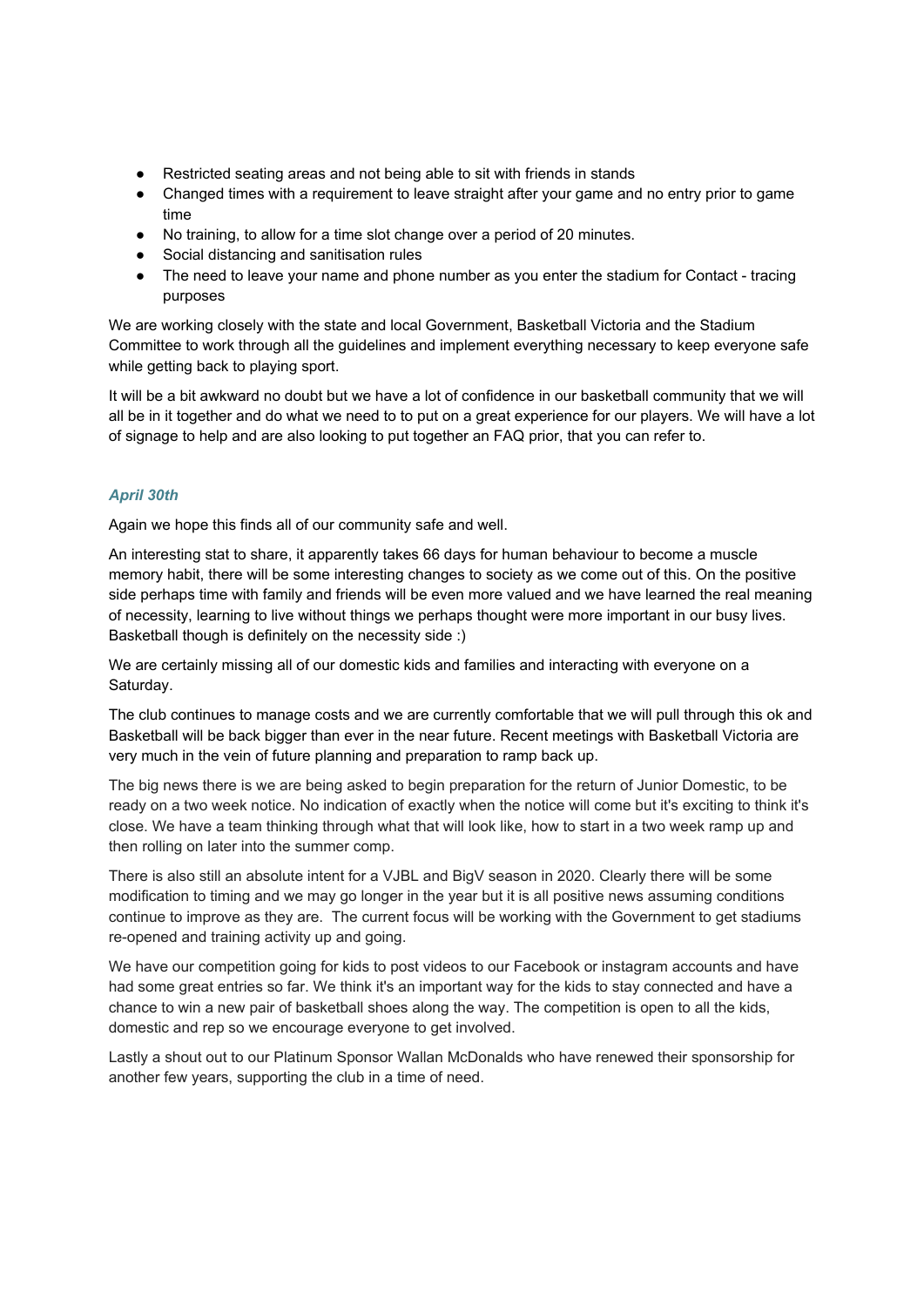- Restricted seating areas and not being able to sit with friends in stands
- Changed times with a requirement to leave straight after your game and no entry prior to game time
- No training, to allow for a time slot change over a period of 20 minutes.
- Social distancing and sanitisation rules
- The need to leave your name and phone number as you enter the stadium for Contact - tracing purposes

We are working closely with the state and local Government, Basketball Victoria and the Stadium Committee to work through all the guidelines and implement everything necessary to keep everyone safe while getting back to playing sport.

It will be a bit awkward no doubt but we have a lot of confidence in our basketball community that we will all be in it together and do what we need to to put on a great experience for our players. We will have a lot of signage to help and are also looking to put together an FAQ prior, that you can refer to.

### *April 30th*

Again we hope this finds all of our community safe and well.

An interesting stat to share, it apparently takes 66 days for human behaviour to become a muscle memory habit, there will be some interesting changes to society as we come out of this. On the positive side perhaps time with family and friends will be even more valued and we have learned the real meaning of necessity, learning to live without things we perhaps thought were more important in our busy lives. Basketball though is definitely on the necessity side :)

We are certainly missing all of our domestic kids and families and interacting with everyone on a Saturday.

The club continues to manage costs and we are currently comfortable that we will pull through this ok and Basketball will be back bigger than ever in the near future. Recent meetings with Basketball Victoria are very much in the vein of future planning and preparation to ramp back up.

The big news there is we are being asked to begin preparation for the return of Junior Domestic, to be ready on a two week notice. No indication of exactly when the notice will come but it's exciting to think it's close. We have a team thinking through what that will look like, how to start in a two week ramp up and then rolling on later into the summer comp.

There is also still an absolute intent for a VJBL and BigV season in 2020. Clearly there will be some modification to timing and we may go longer in the year but it is all positive news assuming conditions continue to improve as they are. The current focus will be working with the Government to get stadiums re-opened and training activity up and going.

We have our competition going for kids to post videos to our Facebook or instagram accounts and have had some great entries so far. We think it's an important way for the kids to stay connected and have a chance to win a new pair of basketball shoes along the way. The competition is open to all the kids, domestic and rep so we encourage everyone to get involved.

Lastly a shout out to our Platinum Sponsor Wallan McDonalds who have renewed their sponsorship for another few years, supporting the club in a time of need.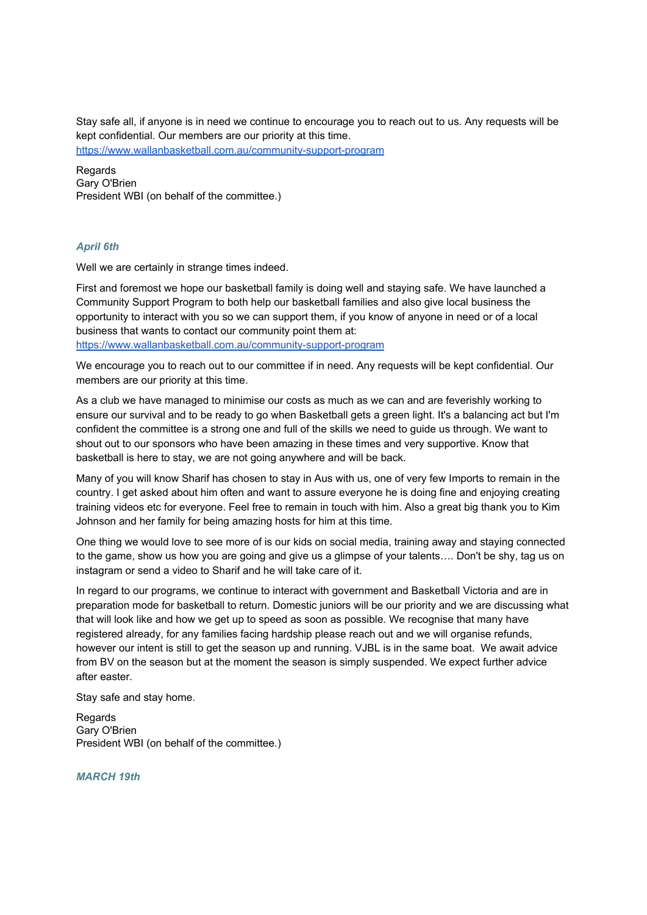Stay safe all, if anyone is in need we continue to encourage you to reach out to us. Any requests will be kept confidential. Our members are our priority at this time.
https://www.wallanbasketball.com.au/community-support-program

Regards
Gary O'Brien
President WBI (on behalf of the committee.)

### *April 6th*

Well we are certainly in strange times indeed.

First and foremost we hope our basketball family is doing well and staying safe. We have launched a Community Support Program to both help our basketball families and also give local business the opportunity to interact with you so we can support them, if you know of anyone in need or of a local business that wants to contact our community point them at:
https://www.wallanbasketball.com.au/community-support-program

We encourage you to reach out to our committee if in need. Any requests will be kept confidential. Our members are our priority at this time.

As a club we have managed to minimise our costs as much as we can and are feverishly working to ensure our survival and to be ready to go when Basketball gets a green light. It's a balancing act but I'm confident the committee is a strong one and full of the skills we need to guide us through. We want to shout out to our sponsors who have been amazing in these times and very supportive. Know that basketball is here to stay, we are not going anywhere and will be back.

Many of you will know Sharif has chosen to stay in Aus with us, one of very few Imports to remain in the country. I get asked about him often and want to assure everyone he is doing fine and enjoying creating training videos etc for everyone. Feel free to remain in touch with him. Also a great big thank you to Kim Johnson and her family for being amazing hosts for him at this time.

One thing we would love to see more of is our kids on social media, training away and staying connected to the game, show us how you are going and give us a glimpse of your talents…. Don't be shy, tag us on instagram or send a video to Sharif and he will take care of it.

In regard to our programs, we continue to interact with government and Basketball Victoria and are in preparation mode for basketball to return. Domestic juniors will be our priority and we are discussing what that will look like and how we get up to speed as soon as possible. We recognise that many have registered already, for any families facing hardship please reach out and we will organise refunds, however our intent is still to get the season up and running. VJBL is in the same boat. We await advice from BV on the season but at the moment the season is simply suspended. We expect further advice after easter.

Stay safe and stay home.

Regards
Gary O'Brien
President WBI (on behalf of the committee.)

### *MARCH 19th*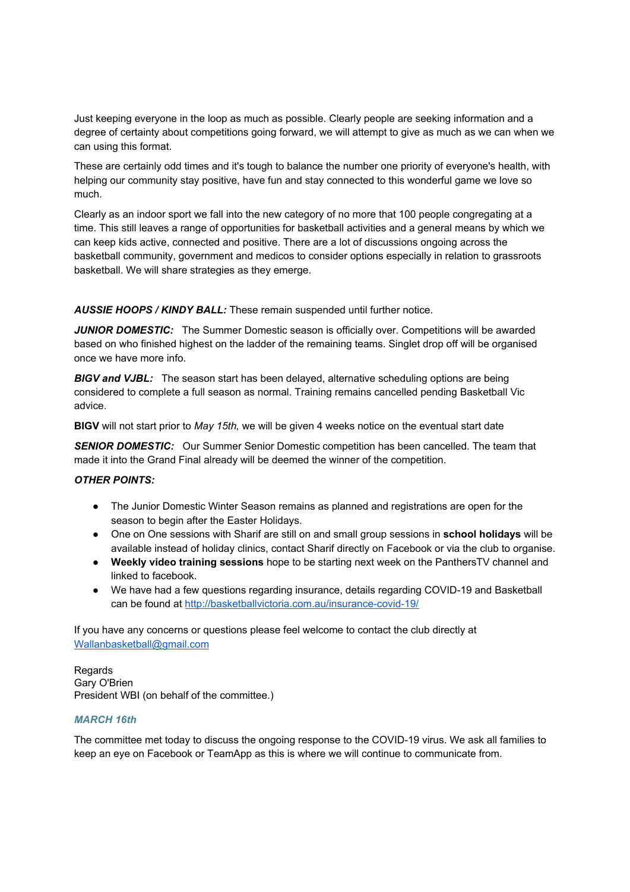Just keeping everyone in the loop as much as possible. Clearly people are seeking information and a degree of certainty about competitions going forward, we will attempt to give as much as we can when we can using this format.

These are certainly odd times and it's tough to balance the number one priority of everyone's health, with helping our community stay positive, have fun and stay connected to this wonderful game we love so much.

Clearly as an indoor sport we fall into the new category of no more that 100 people congregating at a time. This still leaves a range of opportunities for basketball activities and a general means by which we can keep kids active, connected and positive. There are a lot of discussions ongoing across the basketball community, government and medicos to consider options especially in relation to grassroots basketball. We will share strategies as they emerge.

***AUSSIE HOOPS / KINDY BALL:*** These remain suspended until further notice.

***JUNIOR DOMESTIC:*** The Summer Domestic season is officially over. Competitions will be awarded based on who finished highest on the ladder of the remaining teams. Singlet drop off will be organised once we have more info.

***BIGV and VJBL:*** The season start has been delayed, alternative scheduling options are being considered to complete a full season as normal. Training remains cancelled pending Basketball Vic advice.

**BIGV** will not start prior to *May 15th,* we will be given 4 weeks notice on the eventual start date

***SENIOR DOMESTIC:*** Our Summer Senior Domestic competition has been cancelled. The team that made it into the Grand Final already will be deemed the winner of the competition.

***OTHER POINTS:***

- The Junior Domestic Winter Season remains as planned and registrations are open for the season to begin after the Easter Holidays.
- One on One sessions with Sharif are still on and small group sessions in **school holidays** will be available instead of holiday clinics, contact Sharif directly on Facebook or via the club to organise.
- **Weekly video training sessions** hope to be starting next week on the PanthersTV channel and linked to facebook.
- We have had a few questions regarding insurance, details regarding COVID-19 and Basketball can be found at http://basketballvictoria.com.au/insurance-covid-19/

If you have any concerns or questions please feel welcome to contact the club directly at Wallanbasketball@gmail.com

Regards
Gary O'Brien
President WBI (on behalf of the committee.)

### ***MARCH 16th***

The committee met today to discuss the ongoing response to the COVID-19 virus. We ask all families to keep an eye on Facebook or TeamApp as this is where we will continue to communicate from.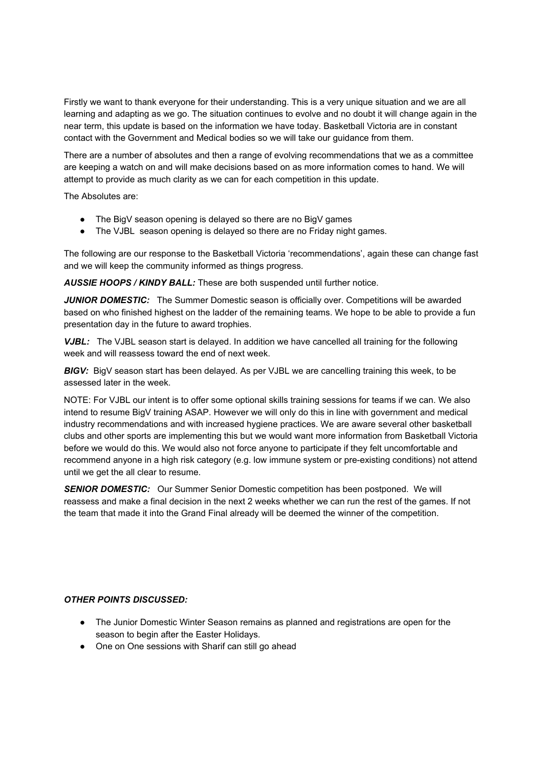Firstly we want to thank everyone for their understanding. This is a very unique situation and we are all learning and adapting as we go. The situation continues to evolve and no doubt it will change again in the near term, this update is based on the information we have today. Basketball Victoria are in constant contact with the Government and Medical bodies so we will take our guidance from them.

There are a number of absolutes and then a range of evolving recommendations that we as a committee are keeping a watch on and will make decisions based on as more information comes to hand. We will attempt to provide as much clarity as we can for each competition in this update.

The Absolutes are:

- The BigV season opening is delayed so there are no BigV games
- The VJBL season opening is delayed so there are no Friday night games.

The following are our response to the Basketball Victoria 'recommendations', again these can change fast and we will keep the community informed as things progress.

***AUSSIE HOOPS / KINDY BALL:*** These are both suspended until further notice.

***JUNIOR DOMESTIC:*** The Summer Domestic season is officially over. Competitions will be awarded based on who finished highest on the ladder of the remaining teams. We hope to be able to provide a fun presentation day in the future to award trophies.

***VJBL:*** The VJBL season start is delayed. In addition we have cancelled all training for the following week and will reassess toward the end of next week.

***BIGV:*** BigV season start has been delayed. As per VJBL we are cancelling training this week, to be assessed later in the week.

NOTE: For VJBL our intent is to offer some optional skills training sessions for teams if we can. We also intend to resume BigV training ASAP. However we will only do this in line with government and medical industry recommendations and with increased hygiene practices. We are aware several other basketball clubs and other sports are implementing this but we would want more information from Basketball Victoria before we would do this. We would also not force anyone to participate if they felt uncomfortable and recommend anyone in a high risk category (e.g. low immune system or pre-existing conditions) not attend until we get the all clear to resume.

***SENIOR DOMESTIC:*** Our Summer Senior Domestic competition has been postponed. We will reassess and make a final decision in the next 2 weeks whether we can run the rest of the games. If not the team that made it into the Grand Final already will be deemed the winner of the competition.

***OTHER POINTS DISCUSSED:***

- The Junior Domestic Winter Season remains as planned and registrations are open for the season to begin after the Easter Holidays.
- One on One sessions with Sharif can still go ahead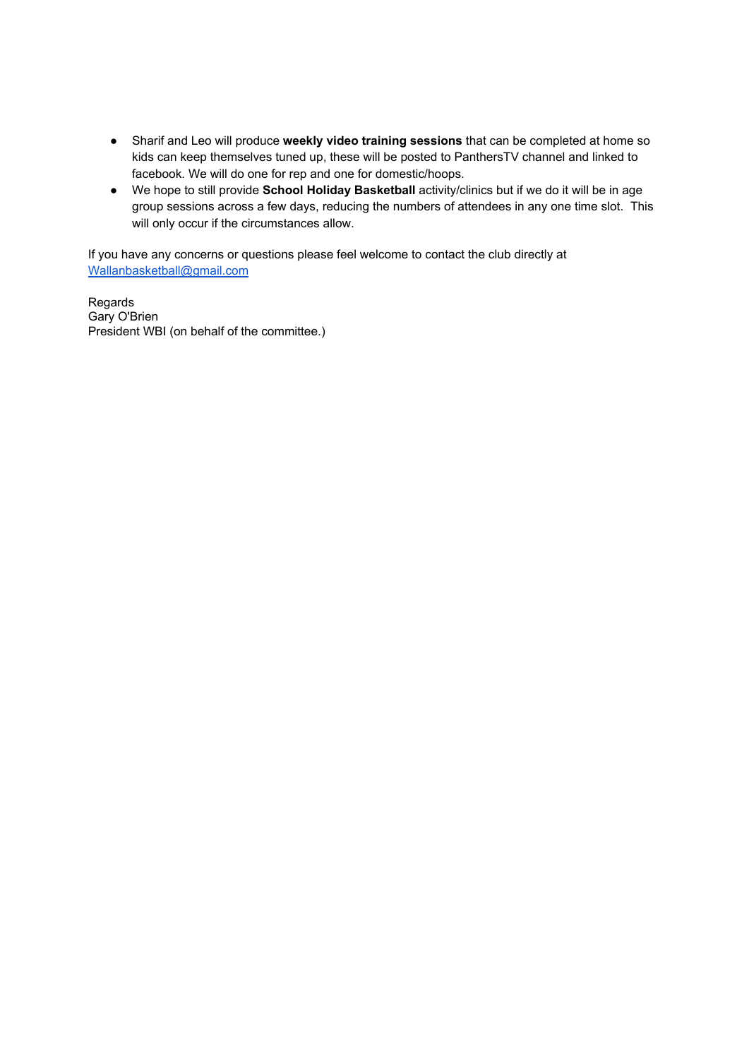- Sharif and Leo will produce **weekly video training sessions** that can be completed at home so kids can keep themselves tuned up, these will be posted to PanthersTV channel and linked to facebook. We will do one for rep and one for domestic/hoops.
- We hope to still provide **School Holiday Basketball** activity/clinics but if we do it will be in age group sessions across a few days, reducing the numbers of attendees in any one time slot. This will only occur if the circumstances allow.

If you have any concerns or questions please feel welcome to contact the club directly at Wallanbasketball@gmail.com

Regards
Gary O'Brien
President WBI (on behalf of the committee.)